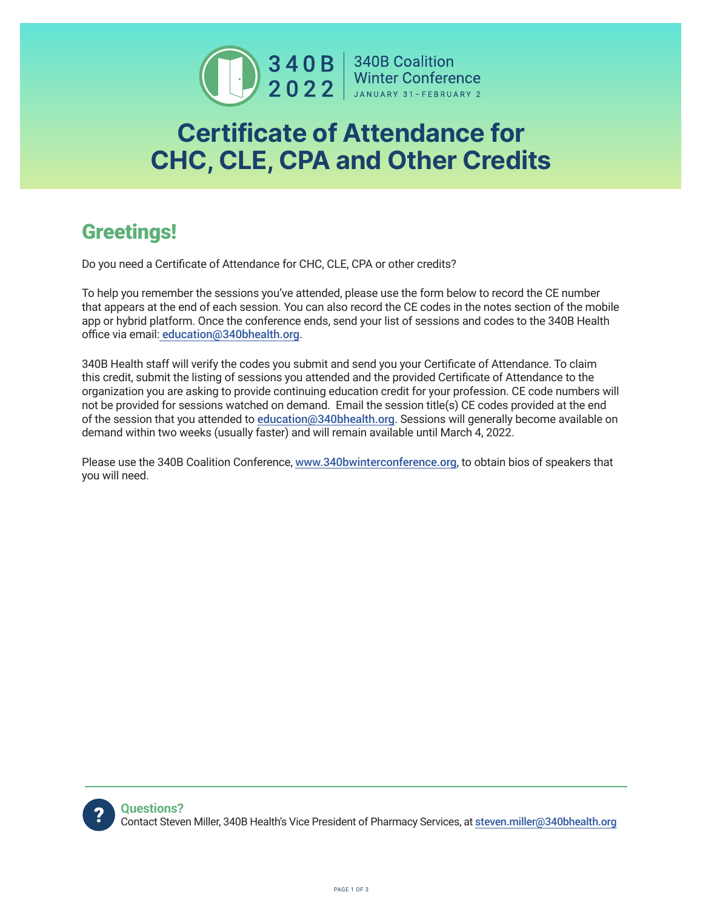340B 2022 | 340B Coalition Winter Conference
JANUARY 31–FEBRUARY 2

# Certificate of Attendance for CHC, CLE, CPA and Other Credits

## Greetings!

Do you need a Certificate of Attendance for CHC, CLE, CPA or other credits?

To help you remember the sessions you've attended, please use the form below to record the CE number that appears at the end of each session. You can also record the CE codes in the notes section of the mobile app or hybrid platform. Once the conference ends, send your list of sessions and codes to the 340B Health office via email: education@340bhealth.org.

340B Health staff will verify the codes you submit and send you your Certificate of Attendance. To claim this credit, submit the listing of sessions you attended and the provided Certificate of Attendance to the organization you are asking to provide continuing education credit for your profession. CE code numbers will not be provided for sessions watched on demand. Email the session title(s) CE codes provided at the end of the session that you attended to education@340bhealth.org. Sessions will generally become available on demand within two weeks (usually faster) and will remain available until March 4, 2022.

Please use the 340B Coalition Conference, www.340bwinterconference.org, to obtain bios of speakers that you will need.

**Questions?**
Contact Steven Miller, 340B Health's Vice President of Pharmacy Services, at steven.miller@340bhealth.org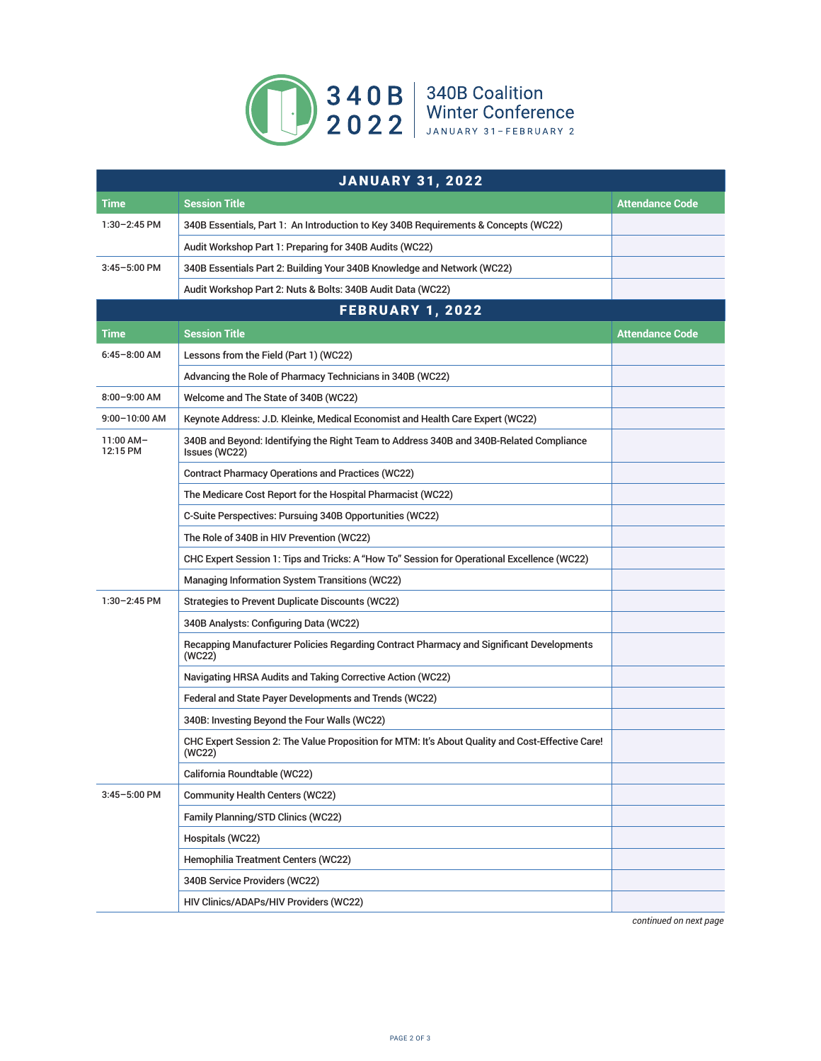# 340B 2022

340B Coalition Winter Conference

JANUARY 31–FEBRUARY 2

## JANUARY 31, 2022

| Time | Session Title | Attendance Code |
|---|---|---|
| 1:30–2:45 PM | 340B Essentials, Part 1: An Introduction to Key 340B Requirements & Concepts (WC22) | |
| | Audit Workshop Part 1: Preparing for 340B Audits (WC22) | |
| 3:45–5:00 PM | 340B Essentials Part 2: Building Your 340B Knowledge and Network (WC22) | |
| | Audit Workshop Part 2: Nuts & Bolts: 340B Audit Data (WC22) | |

## FEBRUARY 1, 2022

| Time | Session Title | Attendance Code |
|---|---|---|
| 6:45–8:00 AM | Lessons from the Field (Part 1) (WC22) | |
| | Advancing the Role of Pharmacy Technicians in 340B (WC22) | |
| 8:00–9:00 AM | Welcome and The State of 340B (WC22) | |
| 9:00–10:00 AM | Keynote Address: J.D. Kleinke, Medical Economist and Health Care Expert (WC22) | |
| 11:00 AM–12:15 PM | 340B and Beyond: Identifying the Right Team to Address 340B and 340B-Related Compliance Issues (WC22) | |
| | Contract Pharmacy Operations and Practices (WC22) | |
| | The Medicare Cost Report for the Hospital Pharmacist (WC22) | |
| | C-Suite Perspectives: Pursuing 340B Opportunities (WC22) | |
| | The Role of 340B in HIV Prevention (WC22) | |
| | CHC Expert Session 1: Tips and Tricks: A "How To" Session for Operational Excellence (WC22) | |
| | Managing Information System Transitions (WC22) | |
| 1:30–2:45 PM | Strategies to Prevent Duplicate Discounts (WC22) | |
| | 340B Analysts: Configuring Data (WC22) | |
| | Recapping Manufacturer Policies Regarding Contract Pharmacy and Significant Developments (WC22) | |
| | Navigating HRSA Audits and Taking Corrective Action (WC22) | |
| | Federal and State Payer Developments and Trends (WC22) | |
| | 340B: Investing Beyond the Four Walls (WC22) | |
| | CHC Expert Session 2: The Value Proposition for MTM: It's About Quality and Cost-Effective Care! (WC22) | |
| | California Roundtable (WC22) | |
| 3:45–5:00 PM | Community Health Centers (WC22) | |
| | Family Planning/STD Clinics (WC22) | |
| | Hospitals (WC22) | |
| | Hemophilia Treatment Centers (WC22) | |
| | 340B Service Providers (WC22) | |
| | HIV Clinics/ADAPs/HIV Providers (WC22) | |

*continued on next page*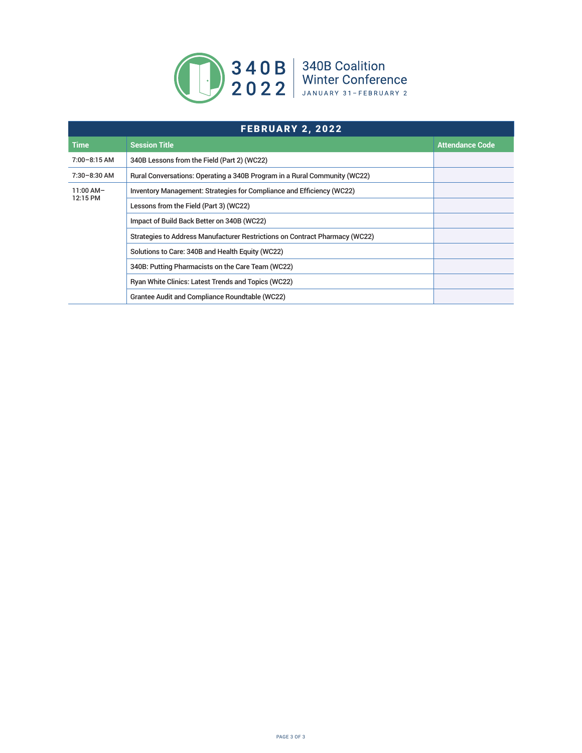340B 2022

340B Coalition Winter Conference

JANUARY 31–FEBRUARY 2

## FEBRUARY 2, 2022

| Time | Session Title | Attendance Code |
|---|---|---|
| 7:00–8:15 AM | 340B Lessons from the Field (Part 2) (WC22) | |
| 7:30–8:30 AM | Rural Conversations: Operating a 340B Program in a Rural Community (WC22) | |
| 11:00 AM–12:15 PM | Inventory Management: Strategies for Compliance and Efficiency (WC22) | |
| | Lessons from the Field (Part 3) (WC22) | |
| | Impact of Build Back Better on 340B (WC22) | |
| | Strategies to Address Manufacturer Restrictions on Contract Pharmacy (WC22) | |
| | Solutions to Care: 340B and Health Equity (WC22) | |
| | 340B: Putting Pharmacists on the Care Team (WC22) | |
| | Ryan White Clinics: Latest Trends and Topics (WC22) | |
| | Grantee Audit and Compliance Roundtable (WC22) | |